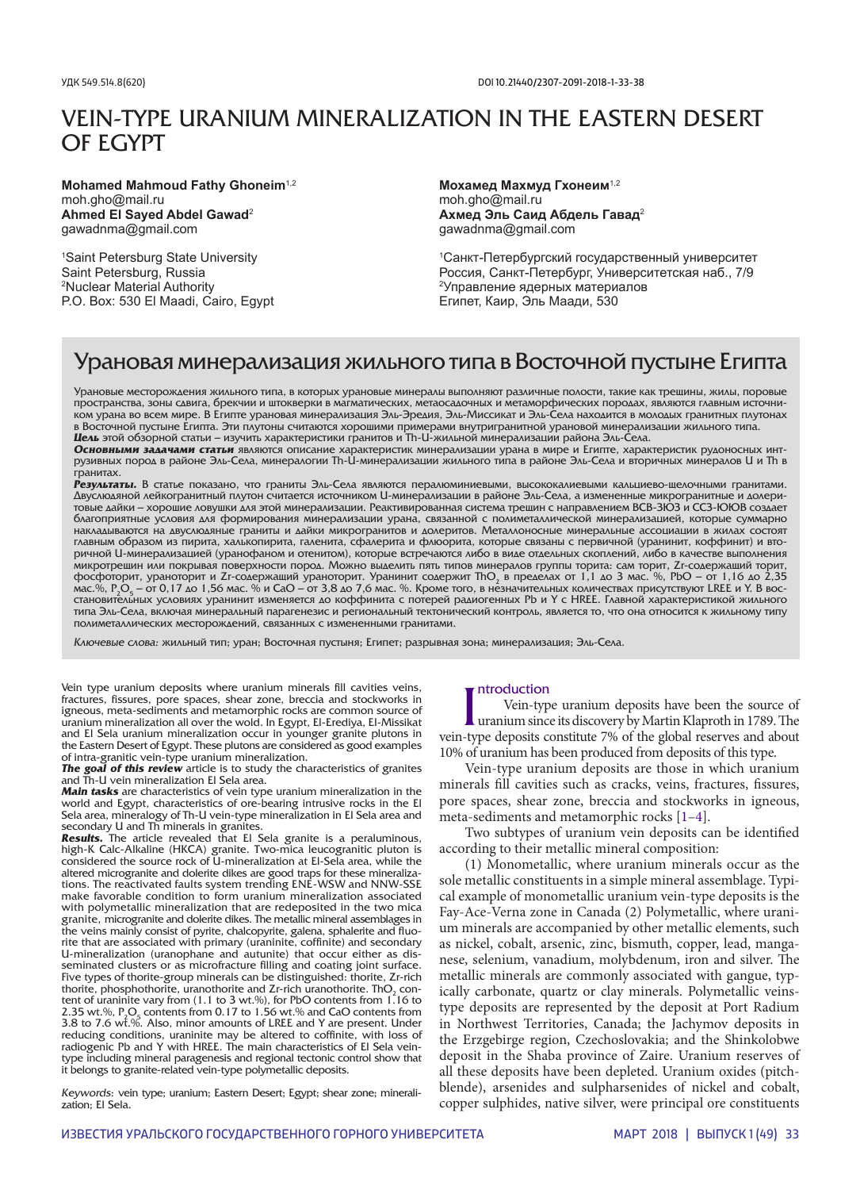УДК 549.514.8(620)

DOI 10.21440/2307-2091-2018-1-33-38

# VEIN-TYPE URANIUM MINERALIZATION IN THE EASTERN DESERT OF EGYPT

**Mohamed Mahmoud Fathy Ghoneim**[1,2]
moh.gho@mail.ru
**Ahmed El Sayed Abdel Gawad**[2]
gawadnma@gmail.com

[1]Saint Petersburg State University
Saint Petersburg, Russia
[2]Nuclear Material Authority
P.O. Box: 530 El Maadi, Cairo, Egypt

**Мохамед Махмуд Гхонеим**[1,2]
moh.gho@mail.ru
**Ахмед Эль Саид Абдель Гавад**[2]
gawadnma@gmail.com

[1]Санкт-Петербургский государственный университет
Россия, Санкт-Петербург, Университетская наб., 7/9
[2]Управление ядерных материалов
Египет, Каир, Эль Маади, 530

## Урановая минерализация жильного типа в Восточной пустыне Египта

Урановые месторождения жильного типа, в которых урановые минералы выполняют различные полости, такие как трещины, жилы, поровые пространства, зоны сдвига, брекчии и штокверки в магматических, метаосадочных и метаморфических породах, являются главным источником урана во всем мире. В Египте урановая минерализация Эль-Эредия, Эль-Миссикат и Эль-Села находится в молодых гранитных плутонах в Восточной пустыне Египта. Эти плутоны считаются хорошими примерами внутригранитной урановой минерализации жильного типа.
***Цель*** этой обзорной статьи – изучить характеристики гранитов и Th-U-жильной минерализации района Эль-Села.
***Основными задачами статьи*** являются описание характеристик минерализации урана в мире и Египте, характеристик рудоносных интрузивных пород в районе Эль-Села, минералогии Th-U-минерализации жильного типа в районе Эль-Села и вторичных минералов U и Th в гранитах.
***Результаты.*** В статье показано, что граниты Эль-Села являются пералюминиевыми, высококалиевыми кальциево-щелочными гранитами. Двуслюдяной лейкогранитный плутон считается источником U-минерализации в районе Эль-Села, а измененные микрогранитные и долеритовые дайки – хорошие ловушки для этой минерализации. Реактивированная система трещин с направлением ВСВ-ЗЮЗ и ССЗ-ЮЮВ создает благоприятные условия для формирования минерализации урана, связанной с полиметаллической минерализацией, которые суммарно накладываются на двуслюдяные граниты и дайки микрогранитов и долеритов. Металлоносные минеральные ассоциации в жилах состоят главным образом из пирита, халькопирита, галенита, сфалерита и флюорита, которые связаны с первичной (уранинит, коффинит) и вторичной U-минерализацией (уранофаном и отенитом), которые встречаются либо в виде отдельных скоплений, либо в качестве выполнения микротрещин или покрывая поверхности пород. Можно выделить пять типов минералов группы торита: сам торит, Zr-содержащий торит, фосфоторит, уранооторит и Zr-содержащий уранооторит. Уранинит содержит $ThO_2$ в пределах от 1,1 до 3 мас. %, PbO – от 1,16 до 2,35 мас.%, $P_2O_5$ – от 0,17 до 1,56 мас. % и CaO – от 3,8 до 7,6 мас. %. Кроме того, в незначительных количествах присутствуют LREE и Y. В восстановительных условиях уранинит изменяется до коффинита с потерей радиогенных Pb и Y с HREE. Главной характеристикой жильного типа Эль-Села, включая минеральный парагенезис и региональный тектонический контроль, является то, что она относится к жильному типу полиметаллических месторождений, связанных с измененными гранитами.

*Ключевые слова:* жильный тип; уран; Восточная пустыня; Египет; разрывная зона; минерализация; Эль-Села.

Vein type uranium deposits where uranium minerals fill cavities veins, fractures, fissures, pore spaces, shear zone, breccia and stockworks in igneous, meta-sediments and metamorphic rocks are common source of uranium mineralization all over the wold. In Egypt, El-Erediya, El-Missikat and El Sela uranium mineralization occur in younger granite plutons in the Eastern Desert of Egypt. These plutons are considered as good examples of intra-granitic vein-type uranium mineralization.
***The goal of this review*** article is to study the characteristics of granites and Th-U vein mineralization El Sela area.
***Main tasks*** are characteristics of vein type uranium mineralization in the world and Egypt, characteristics of ore-bearing intrusive rocks in the El Sela area, mineralogy of Th-U vein-type mineralization in El Sela area and secondary U and Th minerals in granites.
***Results.*** The article revealed that El Sela granite is a peraluminous, high-K Calc-Alkaline (HKCA) granite. Two-mica leucogranitic pluton is considered the source rock of U-mineralization at El-Sela area, while the altered microgranite and dolerite dikes are good traps for these mineralizations. The reactivated faults system trending ENE-WSW and NNW-SSE make favorable condition to form uranium mineralization associated with polymetallic mineralization that are redeposited in the two mica granite, microgranite and dolerite dikes. The metallic mineral assemblages in the veins mainly consist of pyrite, chalcopyrite, galena, sphalerite and fluorite that are associated with primary (uraninite, coffinite) and secondary U-mineralization (uranophane and autunite) that occur either as disseminated clusters or as microfracture filling and coating joint surface. Five types of thorite-group minerals can be distinguished: thorite, Zr-rich thorite, phosphothorite, uranothorite and Zr-rich uranothorite. $ThO_2$ content of uraninite vary from (1.1 to 3 wt.%), for PbO contents from 1.16 to 2.35 wt.%, $P_2O_5$ contents from 0.17 to 1.56 wt.% and CaO contents from 3.8 to 7.6 wt.%. Also, minor amounts of LREE and Y are present. Under reducing conditions, uraninite may be altered to coffinite, with loss of radiogenic Pb and Y with HREE. The main characteristics of El Sela vein-type including mineral paragenesis and regional tectonic control show that it belongs to granite-related vein-type polymetallic deposits.

*Keywords*: vein type; uranium; Eastern Desert; Egypt; shear zone; mineralization; El Sela.

## Introduction

Vein-type uranium deposits have been the source of uranium since its discovery by Martin Klaproth in 1789. The vein-type deposits constitute 7% of the global reserves and about 10% of uranium has been produced from deposits of this type.

Vein-type uranium deposits are those in which uranium minerals fill cavities such as cracks, veins, fractures, fissures, pore spaces, shear zone, breccia and stockworks in igneous, meta-sediments and metamorphic rocks [1–4].

Two subtypes of uranium vein deposits can be identified according to their metallic mineral composition:

(1) Monometallic, where uranium minerals occur as the sole metallic constituents in a simple mineral assemblage. Typical example of monometallic uranium vein-type deposits is the Fay-Ace-Verna zone in Canada (2) Polymetallic, where uranium minerals are accompanied by other metallic elements, such as nickel, cobalt, arsenic, zinc, bismuth, copper, lead, manganese, selenium, vanadium, molybdenum, iron and silver. The metallic minerals are commonly associated with gangue, typically carbonate, quartz or clay minerals. Polymetallic veins-type deposits are represented by the deposit at Port Radium in Northwest Territories, Canada; the Jachymov deposits in the Erzgebirge region, Czechoslovakia; and the Shinkolobwe deposit in the Shaba province of Zaire. Uranium reserves of all these deposits have been depleted. Uranium oxides (pitchblende), arsenides and sulpharsenides of nickel and cobalt, copper sulphides, native silver, were principal ore constituents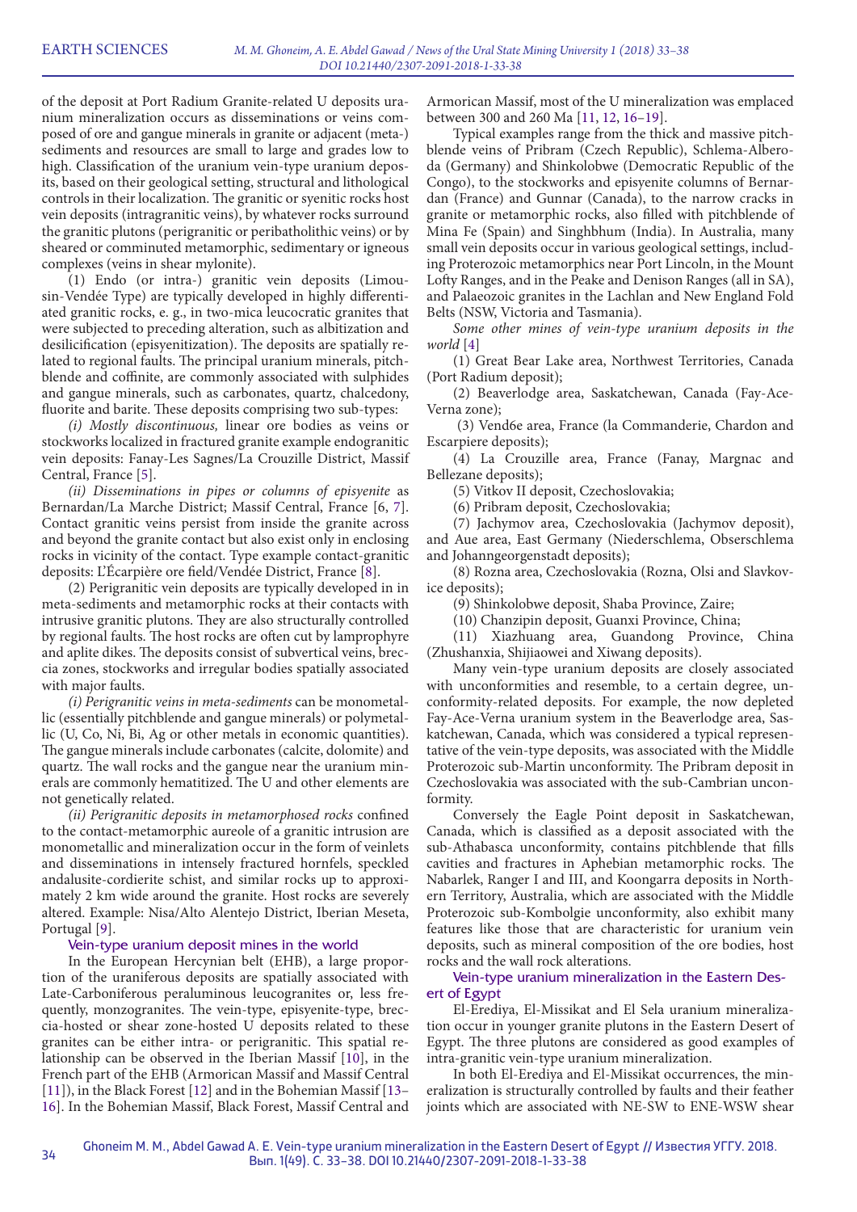of the deposit at Port Radium Granite-related U deposits uranium mineralization occurs as disseminations or veins composed of ore and gangue minerals in granite or adjacent (meta-) sediments and resources are small to large and grades low to high. Classification of the uranium vein-type uranium deposits, based on their geological setting, structural and lithological controls in their localization. The granitic or syenitic rocks host vein deposits (intragranitic veins), by whatever rocks surround the granitic plutons (perigranitic or peribatholithic veins) or by sheared or comminuted metamorphic, sedimentary or igneous complexes (veins in shear mylonite).

(1) Endo (or intra-) granitic vein deposits (Limousin-Vendée Type) are typically developed in highly differentiated granitic rocks, e. g., in two-mica leucocratic granites that were subjected to preceding alteration, such as albitization and desilicification (episyenitization). The deposits are spatially related to regional faults. The principal uranium minerals, pitchblende and coffinite, are commonly associated with sulphides and gangue minerals, such as carbonates, quartz, chalcedony, fluorite and barite. These deposits comprising two sub-types:

*(i) Mostly discontinuous,* linear ore bodies as veins or stockworks localized in fractured granite example endogranitic vein deposits: Fanay-Les Sagnes/La Crouzille District, Massif Central, France [5].

*(ii) Disseminations in pipes or columns of episyenite* as Bernardan/La Marche District; Massif Central, France [6, 7]. Contact granitic veins persist from inside the granite across and beyond the granite contact but also exist only in enclosing rocks in vicinity of the contact. Type example contact-granitic deposits: L'Écarpière ore field/Vendée District, France [8].

(2) Perigranitic vein deposits are typically developed in in meta-sediments and metamorphic rocks at their contacts with intrusive granitic plutons. They are also structurally controlled by regional faults. The host rocks are often cut by lamprophyre and aplite dikes. The deposits consist of subvertical veins, breccia zones, stockworks and irregular bodies spatially associated with major faults.

*(i) Perigranitic veins in meta-sediments* can be monometallic (essentially pitchblende and gangue minerals) or polymetallic (U, Co, Ni, Bi, Ag or other metals in economic quantities). The gangue minerals include carbonates (calcite, dolomite) and quartz. The wall rocks and the gangue near the uranium minerals are commonly hematitized. The U and other elements are not genetically related.

*(ii) Perigranitic deposits in metamorphosed rocks* confined to the contact-metamorphic aureole of a granitic intrusion are monometallic and mineralization occur in the form of veinlets and disseminations in intensely fractured hornfels, speckled andalusite-cordierite schist, and similar rocks up to approximately 2 km wide around the granite. Host rocks are severely altered. Example: Nisa/Alto Alentejo District, Iberian Meseta, Portugal [9].

## Vein-type uranium deposit mines in the world

In the European Hercynian belt (EHB), a large proportion of the uraniferous deposits are spatially associated with Late-Carboniferous peraluminous leucogranites or, less frequently, monzogranites. The vein-type, episyenite-type, breccia-hosted or shear zone-hosted U deposits related to these granites can be either intra- or perigranitic. This spatial relationship can be observed in the Iberian Massif [10], in the French part of the EHB (Armorican Massif and Massif Central [11]), in the Black Forest [12] and in the Bohemian Massif [13–16]. In the Bohemian Massif, Black Forest, Massif Central and Armorican Massif, most of the U mineralization was emplaced between 300 and 260 Ma [11, 12, 16–19].

Typical examples range from the thick and massive pitchblende veins of Pribram (Czech Republic), Schlema-Alberoda (Germany) and Shinkolobwe (Democratic Republic of the Congo), to the stockworks and episyenite columns of Bernardan (France) and Gunnar (Canada), to the narrow cracks in granite or metamorphic rocks, also filled with pitchblende of Mina Fe (Spain) and Singhbhum (India). In Australia, many small vein deposits occur in various geological settings, including Proterozoic metamorphics near Port Lincoln, in the Mount Lofty Ranges, and in the Peake and Denison Ranges (all in SA), and Palaeozoic granites in the Lachlan and New England Fold Belts (NSW, Victoria and Tasmania).

*Some other mines of vein-type uranium deposits in the world* [4]

(1) Great Bear Lake area, Northwest Territories, Canada (Port Radium deposit);

(2) Beaverlodge area, Saskatchewan, Canada (Fay-Ace-Verna zone);

(3) Vend6e area, France (la Commanderie, Chardon and Escarpiere deposits);

(4) La Crouzille area, France (Fanay, Margnac and Bellezane deposits);

(5) Vitkov II deposit, Czechoslovakia;

(6) Pribram deposit, Czechoslovakia;

(7) Jachymov area, Czechoslovakia (Jachymov deposit), and Aue area, East Germany (Niederschlema, Obserschlema and Johanngeorgenstadt deposits);

(8) Rozna area, Czechoslovakia (Rozna, Olsi and Slavkovice deposits);

(9) Shinkolobwe deposit, Shaba Province, Zaire;

(10) Chanzipin deposit, Guanxi Province, China;

(11) Xiazhuang area, Guandong Province, China (Zhushanxia, Shijiaowei and Xiwang deposits).

Many vein-type uranium deposits are closely associated with unconformities and resemble, to a certain degree, unconformity-related deposits. For example, the now depleted Fay-Ace-Verna uranium system in the Beaverlodge area, Saskatchewan, Canada, which was considered a typical representative of the vein-type deposits, was associated with the Middle Proterozoic sub-Martin unconformity. The Pribram deposit in Czechoslovakia was associated with the sub-Cambrian unconformity.

Conversely the Eagle Point deposit in Saskatchewan, Canada, which is classified as a deposit associated with the sub-Athabasca unconformity, contains pitchblende that fills cavities and fractures in Aphebian metamorphic rocks. The Nabarlek, Ranger I and III, and Koongarra deposits in Northern Territory, Australia, which are associated with the Middle Proterozoic sub-Kombolgie unconformity, also exhibit many features like those that are characteristic for uranium vein deposits, such as mineral composition of the ore bodies, host rocks and the wall rock alterations.

## Vein-type uranium mineralization in the Eastern Desert of Egypt

El-Erediya, El-Missikat and El Sela uranium mineralization occur in younger granite plutons in the Eastern Desert of Egypt. The three plutons are considered as good examples of intra-granitic vein-type uranium mineralization.

In both El-Erediya and El-Missikat occurrences, the mineralization is structurally controlled by faults and their feather joints which are associated with NE-SW to ENE-WSW shear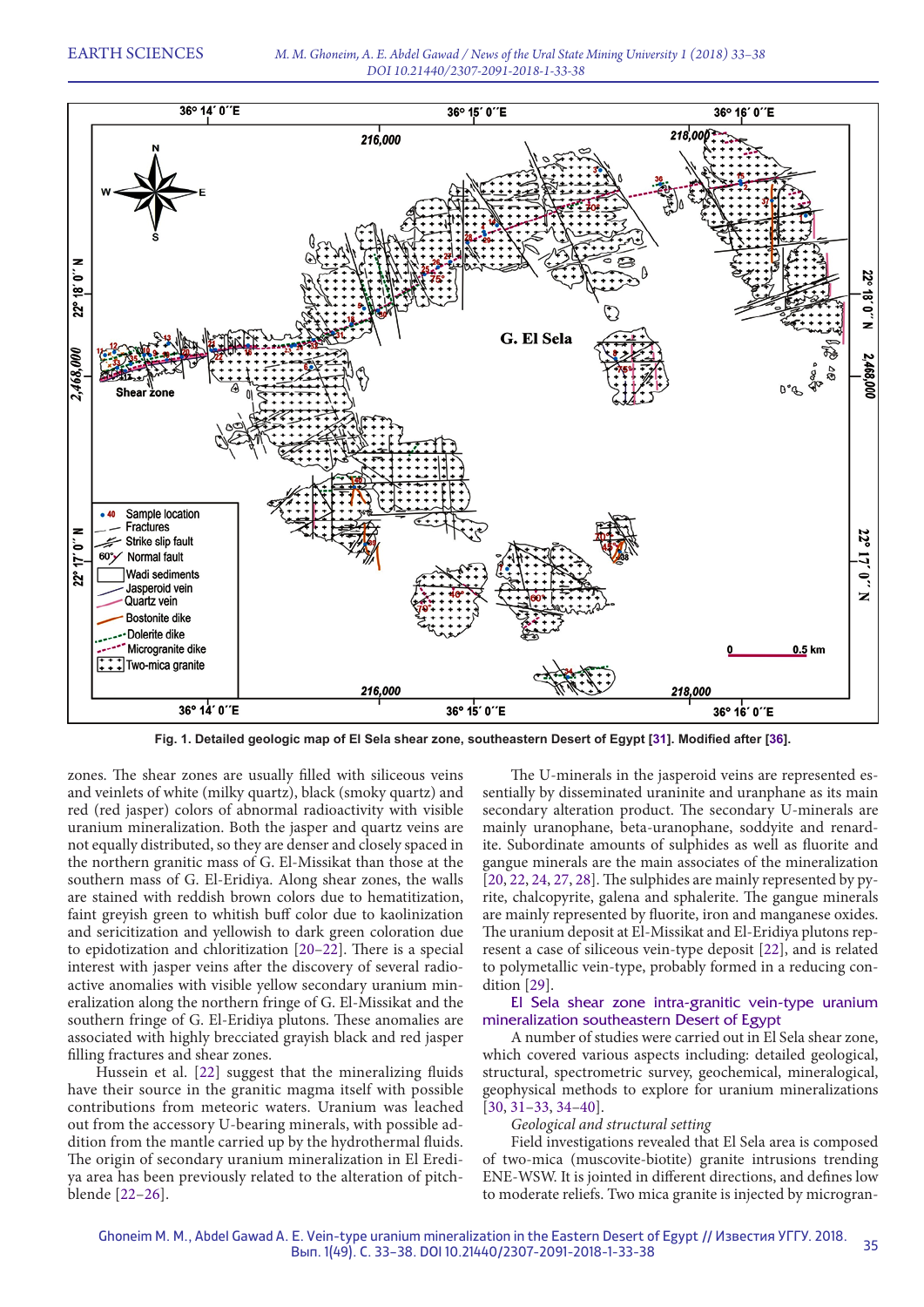Fig. 1. Detailed geologic map of El Sela shear zone, southeastern Desert of Egypt [31]. Modified after [36].

zones. The shear zones are usually filled with siliceous veins and veinlets of white (milky quartz), black (smoky quartz) and red (red jasper) colors of abnormal radioactivity with visible uranium mineralization. Both the jasper and quartz veins are not equally distributed, so they are denser and closely spaced in the northern granitic mass of G. El-Missikat than those at the southern mass of G. El-Eridiya. Along shear zones, the walls are stained with reddish brown colors due to hematitization, faint greyish green to whitish buff color due to kaolinization and sericitization and yellowish to dark green coloration due to epidotization and chloritization [20–22]. There is a special interest with jasper veins after the discovery of several radioactive anomalies with visible yellow secondary uranium mineralization along the northern fringe of G. El-Missikat and the southern fringe of G. El-Eridiya plutons. These anomalies are associated with highly brecciated grayish black and red jasper filling fractures and shear zones.

Hussein et al. [22] suggest that the mineralizing fluids have their source in the granitic magma itself with possible contributions from meteoric waters. Uranium was leached out from the accessory U-bearing minerals, with possible addition from the mantle carried up by the hydrothermal fluids. The origin of secondary uranium mineralization in El Erediya area has been previously related to the alteration of pitchblende [22–26].

The U-minerals in the jasperoid veins are represented essentially by disseminated uraninite and uranphane as its main secondary alteration product. The secondary U-minerals are mainly uranophane, beta-uranophane, soddyite and renardite. Subordinate amounts of sulphides as well as fluorite and gangue minerals are the main associates of the mineralization [20, 22, 24, 27, 28]. The sulphides are mainly represented by pyrite, chalcopyrite, galena and sphalerite. The gangue minerals are mainly represented by fluorite, iron and manganese oxides. The uranium deposit at El-Missikat and El-Eridiya plutons represent a case of siliceous vein-type deposit [22], and is related to polymetallic vein-type, probably formed in a reducing condition [29].

## El Sela shear zone intra-granitic vein-type uranium mineralization southeastern Desert of Egypt

A number of studies were carried out in El Sela shear zone, which covered various aspects including: detailed geological, structural, spectrometric survey, geochemical, mineralogical, geophysical methods to explore for uranium mineralizations [30, 31–33, 34–40].

*Geological and structural setting*

Field investigations revealed that El Sela area is composed of two-mica (muscovite-biotite) granite intrusions trending ENE-WSW. It is jointed in different directions, and defines low to moderate reliefs. Two mica granite is injected by microgran-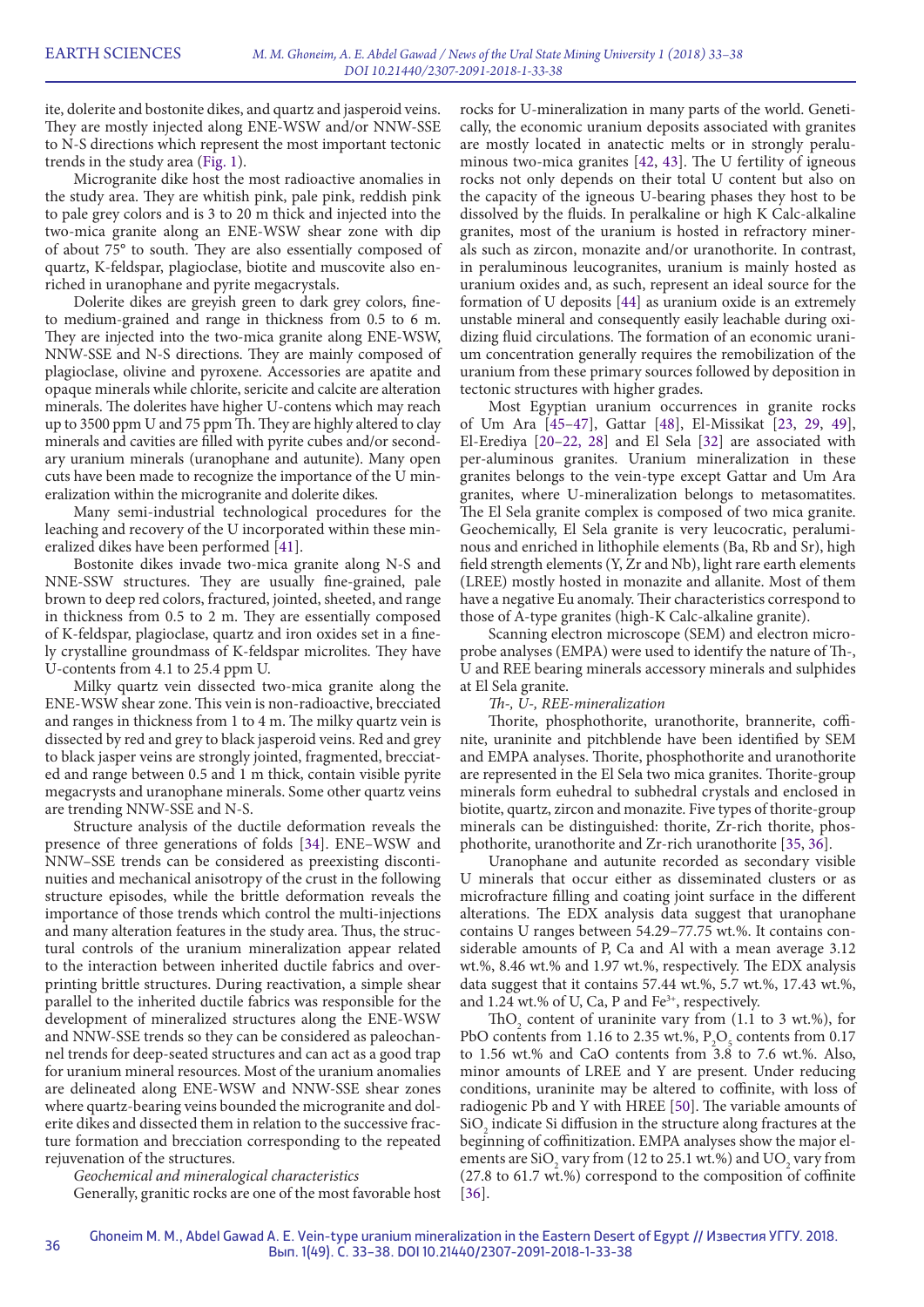ite, dolerite and bostonite dikes, and quartz and jasperoid veins. They are mostly injected along ENE-WSW and/or NNW-SSE to N-S directions which represent the most important tectonic trends in the study area (Fig. 1).

Microgranite dike host the most radioactive anomalies in the study area. They are whitish pink, pale pink, reddish pink to pale grey colors and is 3 to 20 m thick and injected into the two-mica granite along an ENE-WSW shear zone with dip of about 75° to south. They are also essentially composed of quartz, K-feldspar, plagioclase, biotite and muscovite also enriched in uranophane and pyrite megacrystals.

Dolerite dikes are greyish green to dark grey colors, fine- to medium-grained and range in thickness from 0.5 to 6 m. They are injected into the two-mica granite along ENE-WSW, NNW-SSE and N-S directions. They are mainly composed of plagioclase, olivine and pyroxene. Accessories are apatite and opaque minerals while chlorite, sericite and calcite are alteration minerals. The dolerites have higher U-contens which may reach up to 3500 ppm U and 75 ppm Th. They are highly altered to clay minerals and cavities are filled with pyrite cubes and/or secondary uranium minerals (uranophane and autunite). Many open cuts have been made to recognize the importance of the U mineralization within the microgranite and dolerite dikes.

Many semi-industrial technological procedures for the leaching and recovery of the U incorporated within these mineralized dikes have been performed [41].

Bostonite dikes invade two-mica granite along N-S and NNE-SSW structures. They are usually fine-grained, pale brown to deep red colors, fractured, jointed, sheeted, and range in thickness from 0.5 to 2 m. They are essentially composed of K-feldspar, plagioclase, quartz and iron oxides set in a finely crystalline groundmass of K-feldspar microlites. They have U-contents from 4.1 to 25.4 ppm U.

Milky quartz vein dissected two-mica granite along the ENE-WSW shear zone. This vein is non-radioactive, brecciated and ranges in thickness from 1 to 4 m. The milky quartz vein is dissected by red and grey to black jasperoid veins. Red and grey to black jasper veins are strongly jointed, fragmented, brecciated and range between 0.5 and 1 m thick, contain visible pyrite megacrysts and uranophane minerals. Some other quartz veins are trending NNW-SSE and N-S.

Structure analysis of the ductile deformation reveals the presence of three generations of folds [34]. ENE–WSW and NNW–SSE trends can be considered as preexisting discontinuities and mechanical anisotropy of the crust in the following structure episodes, while the brittle deformation reveals the importance of those trends which control the multi-injections and many alteration features in the study area. Thus, the structural controls of the uranium mineralization appear related to the interaction between inherited ductile fabrics and overprinting brittle structures. During reactivation, a simple shear parallel to the inherited ductile fabrics was responsible for the development of mineralized structures along the ENE-WSW and NNW-SSE trends so they can be considered as paleochannel trends for deep-seated structures and can act as a good trap for uranium mineral resources. Most of the uranium anomalies are delineated along ENE-WSW and NNW-SSE shear zones where quartz-bearing veins bounded the microgranite and dolerite dikes and dissected them in relation to the successive fracture formation and brecciation corresponding to the repeated rejuvenation of the structures.

*Geochemical and mineralogical characteristics*

Generally, granitic rocks are one of the most favorable host rocks for U-mineralization in many parts of the world. Genetically, the economic uranium deposits associated with granites are mostly located in anatectic melts or in strongly peraluminous two-mica granites [42, 43]. The U fertility of igneous rocks not only depends on their total U content but also on the capacity of the igneous U-bearing phases they host to be dissolved by the fluids. In peralkaline or high K Calc-alkaline granites, most of the uranium is hosted in refractory minerals such as zircon, monazite and/or uranothorite. In contrast, in peraluminous leucogranites, uranium is mainly hosted as uranium oxides and, as such, represent an ideal source for the formation of U deposits [44] as uranium oxide is an extremely unstable mineral and consequently easily leachable during oxidizing fluid circulations. The formation of an economic uranium concentration generally requires the remobilization of the uranium from these primary sources followed by deposition in tectonic structures with higher grades.

Most Egyptian uranium occurrences in granite rocks of Um Ara [45–47], Gattar [48], El-Missikat [23, 29, 49], El-Erediya [20–22, 28] and El Sela [32] are associated with per-aluminous granites. Uranium mineralization in these granites belongs to the vein-type except Gattar and Um Ara granites, where U-mineralization belongs to metasomatites. The El Sela granite complex is composed of two mica granite. Geochemically, El Sela granite is very leucocratic, peraluminous and enriched in lithophile elements (Ba, Rb and Sr), high field strength elements (Y, Zr and Nb), light rare earth elements (LREE) mostly hosted in monazite and allanite. Most of them have a negative Eu anomaly. Their characteristics correspond to those of A-type granites (high-K Calc-alkaline granite).

Scanning electron microscope (SEM) and electron microprobe analyses (EMPA) were used to identify the nature of Th-, U and REE bearing minerals accessory minerals and sulphides at El Sela granite.

*Th-, U-, REE-mineralization*

Thorite, phosphothorite, uranothorite, brannerite, coffinite, uraninite and pitchblende have been identified by SEM and EMPA analyses. Thorite, phosphothorite and uranothorite are represented in the El Sela two mica granites. Thorite-group minerals form euhedral to subhedral crystals and enclosed in biotite, quartz, zircon and monazite. Five types of thorite-group minerals can be distinguished: thorite, Zr-rich thorite, phosphothorite, uranothorite and Zr-rich uranothorite [35, 36].

Uranophane and autunite recorded as secondary visible U minerals that occur either as disseminated clusters or as microfracture filling and coating joint surface in the different alterations. The EDX analysis data suggest that uranophane contains U ranges between 54.29–77.75 wt.%. It contains considerable amounts of P, Ca and Al with a mean average 3.12 wt.%, 8.46 wt.% and 1.97 wt.%, respectively. The EDX analysis data suggest that it contains 57.44 wt.%, 5.7 wt.%, 17.43 wt.%, and 1.24 wt.% of U, Ca, P and $Fe^{3+}$, respectively.

$ThO_2$ content of uraninite vary from (1.1 to 3 wt.%), for PbO contents from 1.16 to 2.35 wt.%, $P_2O_5$ contents from 0.17 to 1.56 wt.% and CaO contents from 3.8 to 7.6 wt.%. Also, minor amounts of LREE and Y are present. Under reducing conditions, uraninite may be altered to coffinite, with loss of radiogenic Pb and Y with HREE [50]. The variable amounts of $SiO_2$ indicate Si diffusion in the structure along fractures at the beginning of coffinitization. EMPA analyses show the major elements are $SiO_2$ vary from (12 to 25.1 wt.%) and $UO_2$ vary from (27.8 to 61.7 wt.%) correspond to the composition of coffinite [36].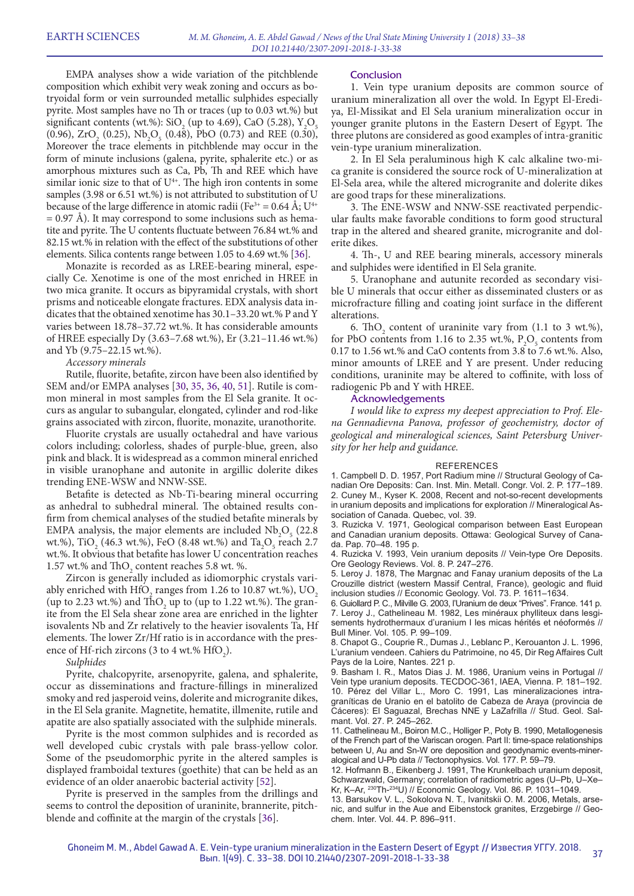EMPA analyses show a wide variation of the pitchblende composition which exhibit very weak zoning and occurs as botryoidal form or vein surrounded metallic sulphides especially pyrite. Most samples have no Th or traces (up to 0.03 wt.%) but significant contents (wt.%): $SiO_2$ (up to 4.69), CaO (5.28), $Y_2O_5$ (0.96), $ZrO_2$ (0.25), $Nb_2O_5$ (0.48), PbO (0.73) and REE (0.30), Moreover the trace elements in pitchblende may occur in the form of minute inclusions (galena, pyrite, sphalerite etc.) or as amorphous mixtures such as Ca, Pb, Th and REE which have similar ionic size to that of $U^{4+}$. The high iron contents in some samples (3.98 or 6.51 wt.%) is not attributed to substitution of U because of the large difference in atomic radii ($Fe^{3+}$ = 0.64 Å; $U^{4+}$ = 0.97 Å). It may correspond to some inclusions such as hematite and pyrite. The U contents fluctuate between 76.84 wt.% and 82.15 wt.% in relation with the effect of the substitutions of other elements. Silica contents range between 1.05 to 4.69 wt.% [36].

Monazite is recorded as as LREE-bearing mineral, especially Ce. Xenotime is one of the most enriched in HREE in two mica granite. It occurs as bipyramidal crystals, with short prisms and noticeable elongate fractures. EDX analysis data indicates that the obtained xenotime has 30.1–33.20 wt.% P and Y varies between 18.78–37.72 wt.%. It has considerable amounts of HREE especially Dy (3.63–7.68 wt.%), Er (3.21–11.46 wt.%) and Yb (9.75–22.15 wt.%).

*Accessory minerals*

Rutile, fluorite, betafite, zircon have been also identified by SEM and/or EMPA analyses [30, 35, 36, 40, 51]. Rutile is common mineral in most samples from the El Sela granite. It occurs as angular to subangular, elongated, cylinder and rod-like grains associated with zircon, fluorite, monazite, uranothorite.

Fluorite crystals are usually octahedral and have various colors including; colorless, shades of purple-blue, green, also pink and black. It is widespread as a common mineral enriched in visible uranophane and autonite in argillic dolerite dikes trending ENE-WSW and NNW-SSE.

Betafite is detected as Nb-Ti-bearing mineral occurring as anhedral to subhedral mineral. The obtained results confirm from chemical analyses of the studied betafite minerals by EMPA analysis, the major elements are included $Nb_2O_5$ (22.8 wt.%), $TiO_2$ (46.3 wt.%), FeO (8.48 wt.%) and $Ta_2O_5$ reach 2.7 wt.%. It obvious that betafite has lower U concentration reaches 1.57 wt.% and $ThO_2$ content reaches 5.8 wt. %.

Zircon is generally included as idiomorphic crystals variably enriched with $HfO_2$ ranges from 1.26 to 10.87 wt.%), $UO_2$ (up to 2.23 wt.%) and $ThO_2$ up to (up to 1.22 wt.%). The granite from the El Sela shear zone area are enriched in the lighter isovalents Nb and Zr relatively to the heavier isovalents Ta, Hf elements. The lower Zr/Hf ratio is in accordance with the presence of Hf-rich zircons (3 to 4 wt.% $HfO_2$).

*Sulphides*

Pyrite, chalcopyrite, arsenopyrite, galena, and sphalerite, occur as disseminations and fracture-fillings in mineralized smoky and red jasperoid veins, dolerite and microgranite dikes, in the El Sela granite. Magnetite, hematite, illmenite, rutile and apatite are also spatially associated with the sulphide minerals.

Pyrite is the most common sulphides and is recorded as well developed cubic crystals with pale brass-yellow color. Some of the pseudomorphic pyrite in the altered samples is displayed framboidal textures (goethite) that can be held as an evidence of an older anaerobic bacterial activity [52].

Pyrite is preserved in the samples from the drillings and seems to control the deposition of uraninite, brannerite, pitchblende and coffinite at the margin of the crystals [36].

## Conclusion

1. Vein type uranium deposits are common source of uranium mineralization all over the wold. In Egypt El-Erediya, El-Missikat and El Sela uranium mineralization occur in younger granite plutons in the Eastern Desert of Egypt. The three plutons are considered as good examples of intra-granitic vein-type uranium mineralization.

2. In El Sela peraluminous high K calc alkaline two-mica granite is considered the source rock of U-mineralization at El-Sela area, while the altered microgranite and dolerite dikes are good traps for these mineralizations.

3. The ENE-WSW and NNW-SSE reactivated perpendicular faults make favorable conditions to form good structural trap in the altered and sheared granite, microgranite and dolerite dikes.

4. Th-, U and REE bearing minerals, accessory minerals and sulphides were identified in El Sela granite.

5. Uranophane and autunite recorded as secondary visible U minerals that occur either as disseminated clusters or as microfracture filling and coating joint surface in the different alterations.

6. $ThO_2$ content of uraninite vary from (1.1 to 3 wt.%), for PbO contents from 1.16 to 2.35 wt.%, $P_2O_5$ contents from 0.17 to 1.56 wt.% and CaO contents from 3.8 to 7.6 wt.%. Also, minor amounts of LREE and Y are present. Under reducing conditions, uraninite may be altered to coffinite, with loss of radiogenic Pb and Y with HREE.

## Acknowledgements

*I would like to express my deepest appreciation to Prof. Elena Gennadievna Panova, professor of geochemistry, doctor of geological and mineralogical sciences, Saint Petersburg University for her help and guidance.*

## REFERENCES

1. Campbell D. D. 1957, Port Radium mine // Structural Geology of Canadian Ore Deposits: Can. Inst. Min. Metall. Congr. Vol. 2. P. 177–189.
2. Cuney M., Kyser K. 2008, Recent and not-so-recent developments in uranium deposits and implications for exploration // Mineralogical Association of Canada. Quebec, vol. 39.
3. Ruzicka V. 1971, Geological comparison between East European and Canadian uranium deposits. Ottawa: Geological Survey of Canada. Pap. 70–48. 195 p.
4. Ruzicka V. 1993, Vein uranium deposits // Vein-type Ore Deposits. Ore Geology Reviews. Vol. 8. P. 247–276.
5. Leroy J. 1878, The Margnac and Fanay uranium deposits of the La Crouzille district (western Massif Central, France), geologic and fluid inclusion studies // Economic Geology. Vol. 73. P. 1611–1634.
6. Guiollard P. C., Milville G. 2003, l'Uranium de deux "Prives". France. 141 p.
7. Leroy J., Cathelineau M. 1982, Les minéraux phylliteux dans lesgisements hydrothermaux d'uranium I les micas hérités et néoformés // Bull Miner. Vol. 105. P. 99–109.
8. Chapot G., Couprie R., Dumas J., Leblanc P., Kerouanton J. L. 1996, L'uranium vendeen. Cahiers du Patrimoine, no 45, Dir Reg Affaires Cult Pays de la Loire, Nantes. 221 p.
9. Basham I. R., Matos Dias J. M. 1986, Uranium veins in Portugal // Vein type uranium deposits. TECDOC-361, IAEA, Vienna. P. 181–192.
10. Pérez del Villar L., Moro C. 1991, Las mineralizaciones intragraníticas de Uranio en el batolito de Cabeza de Araya (provincia de Cáceres): El Saguazal, Brechas NNE y LaZafrilla // Stud. Geol. Salmant. Vol. 27. P. 245–262.
11. Cathelineau M., Boiron M.C., Holliger P., Poty B. 1990, Metallogenesis of the French part of the Variscan orogen. Part II: time-space relationships between U, Au and Sn-W ore deposition and geodynamic events-mineralogical and U-Pb data // Tectonophysics. Vol. 177. P. 59–79.
12. Hofmann B., Eikenberg J. 1991, The Krunkelbach uranium deposit, Schwarzwald, Germany; correlation of radiometric ages (U–Pb, U–Xe–Kr, K–Ar, $^{230}$Th-$^{234}$U) // Economic Geology. Vol. 86. P. 1031–1049.
13. Barsukov V. L., Sokolova N. T., Ivanitskii O. M. 2006, Metals, arsenic, and sulfur in the Aue and Eibenstock granites, Erzgebirge // Geochem. Inter. Vol. 44. P. 896–911.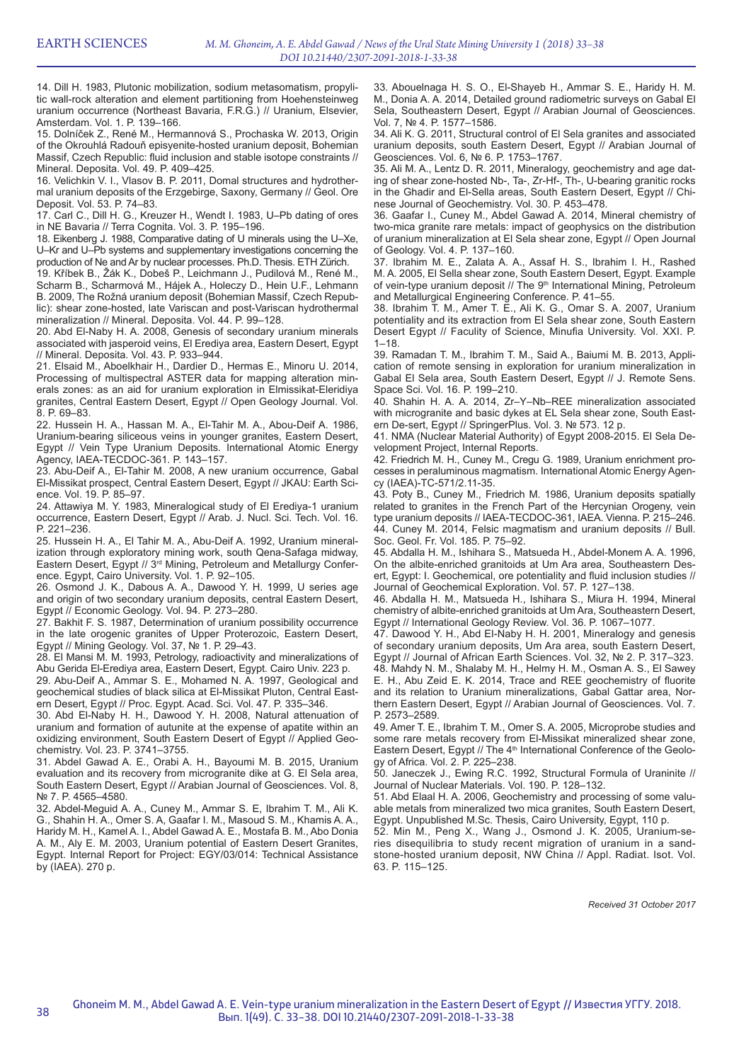14. Dill H. 1983, Plutonic mobilization, sodium metasomatism, propylitic wall-rock alteration and element partitioning from Hoehensteinweg uranium occurrence (Northeast Bavaria, F.R.G.) // Uranium, Elsevier, Amsterdam. Vol. 1. P. 139–166.

15. Dolníček Z., René M., Hermannová S., Prochaska W. 2013, Origin of the Okrouhlá Radouň episyenite-hosted uranium deposit, Bohemian Massif, Czech Republic: fluid inclusion and stable isotope constraints // Mineral. Deposita. Vol. 49. P. 409–425.

16. Velichkin V. I., Vlasov B. P. 2011, Domal structures and hydrothermal uranium deposits of the Erzgebirge, Saxony, Germany // Geol. Ore Deposit. Vol. 53. P. 74–83.

17. Carl C., Dill H. G., Kreuzer H., Wendt I. 1983, U–Pb dating of ores in NE Bavaria // Terra Cognita. Vol. 3. P. 195–196.

18. Eikenberg J. 1988, Comparative dating of U minerals using the U–Xe, U–Kr and U–Pb systems and supplementary investigations concerning the production of Ne and Ar by nuclear processes. Ph.D. Thesis. ETH Zürich.

19. Křibek B., Žák K., Dobeš P., Leichmann J., Pudilová M., René M., Scharm B., Scharmová M., Hájek A., Holeczy D., Hein U.F., Lehmann B. 2009, The Rožná uranium deposit (Bohemian Massif, Czech Republic): shear zone-hosted, late Variscan and post-Variscan hydrothermal mineralization // Mineral. Deposita. Vol. 44. P. 99–128.

20. Abd El-Naby H. A. 2008, Genesis of secondary uranium minerals associated with jasperoid veins, El Erediya area, Eastern Desert, Egypt // Mineral. Deposita. Vol. 43. P. 933–944.

21. Elsaid M., Aboelkhair H., Dardier D., Hermas E., Minoru U. 2014, Processing of multispectral ASTER data for mapping alteration minerals zones: as an aid for uranium exploration in Elmissikat-Eleridiya granites, Central Eastern Desert, Egypt // Open Geology Journal. Vol. 8. P. 69–83.

22. Hussein H. A., Hassan M. A., El-Tahir M. A., Abou-Deif A. 1986, Uranium-bearing siliceous veins in younger granites, Eastern Desert, Egypt // Vein Type Uranium Deposits. International Atomic Energy Agency, IAEA-TECDOC-361. P. 143–157.

23. Abu-Deif A., El-Tahir M. A. 2008, A new uranium occurrence, Gabal El-Missikat prospect, Central Eastern Desert, Egypt // JKAU: Earth Science. Vol. 19. P. 85–97.

24. Attawiya M. Y. 1983, Mineralogical study of El Erediya-1 uranium occurrence, Eastern Desert, Egypt // Arab. J. Nucl. Sci. Tech. Vol. 16. P. 221–236.

25. Hussein H. A., El Tahir M. A., Abu-Deif A. 1992, Uranium mineralization through exploratory mining work, south Qena-Safaga midway, Eastern Desert, Egypt // 3rd Mining, Petroleum and Metallurgy Conference. Egypt, Cairo University. Vol. 1. P. 92–105.

26. Osmond J. K., Dabous A. A., Dawood Y. H. 1999, U series age and origin of two secondary uranium deposits, central Eastern Desert, Egypt // Economic Geology. Vol. 94. P. 273–280.

27. Bakhit F. S. 1987, Determination of uranium possibility occurrence in the late orogenic granites of Upper Proterozoic, Eastern Desert, Egypt // Mining Geology. Vol. 37, № 1. P. 29–43.

28. El Mansi M. M. 1993, Petrology, radioactivity and mineralizations of Abu Gerida El-Erediya area, Eastern Desert, Egypt. Cairo Univ. 223 p.

29. Abu-Deif A., Ammar S. E., Mohamed N. A. 1997, Geological and geochemical studies of black silica at El-Missikat Pluton, Central Eastern Desert, Egypt // Proc. Egypt. Acad. Sci. Vol. 47. P. 335–346.

30. Abd El-Naby H. H., Dawood Y. H. 2008, Natural attenuation of uranium and formation of autunite at the expense of apatite within an oxidizing environment, South Eastern Desert of Egypt // Applied Geochemistry. Vol. 23. P. 3741–3755.

31. Abdel Gawad A. E., Orabi A. H., Bayoumi M. B. 2015, Uranium evaluation and its recovery from microgranite dike at G. El Sela area, South Eastern Desert, Egypt // Arabian Journal of Geosciences. Vol. 8, № 7. P. 4565–4580.

32. Abdel-Meguid A. A., Cuney M., Ammar S. E, Ibrahim T. M., Ali K. G., Shahin H. A., Omer S. A, Gaafar I. M., Masoud S. M., Khamis A. A., Haridy M. H., Kamel A. I., Abdel Gawad A. E., Mostafa B. M., Abo Donia A. M., Aly E. M. 2003, Uranium potential of Eastern Desert Granites, Egypt. Internal Report for Project: EGY/03/014: Technical Assistance by (IAEA). 270 p.

33. Abouelnaga H. S. O., El-Shayeb H., Ammar S. E., Haridy H. M. M., Donia A. A. 2014, Detailed ground radiometric surveys on Gabal El Sela, Southeastern Desert, Egypt // Arabian Journal of Geosciences. Vol. 7, № 4. P. 1577–1586.

34. Ali K. G. 2011, Structural control of El Sela granites and associated uranium deposits, south Eastern Desert, Egypt // Arabian Journal of Geosciences. Vol. 6, № 6. P. 1753–1767.

35. Ali M. A., Lentz D. R. 2011, Mineralogy, geochemistry and age dating of shear zone-hosted Nb-, Ta-, Zr-Hf-, Th-, U-bearing granitic rocks in the Ghadir and El-Sella areas, South Eastern Desert, Egypt // Chinese Journal of Geochemistry. Vol. 30. P. 453–478.

36. Gaafar I., Cuney M., Abdel Gawad A. 2014, Mineral chemistry of two-mica granite rare metals: impact of geophysics on the distribution of uranium mineralization at El Sela shear zone, Egypt // Open Journal of Geology. Vol. 4. P. 137–160.

37. Ibrahim M. E., Zalata A. A., Assaf H. S., Ibrahim I. H., Rashed M. A. 2005, El Sella shear zone, South Eastern Desert, Egypt. Example of vein-type uranium deposit // The 9th International Mining, Petroleum and Metallurgical Engineering Conference. P. 41–55.

38. Ibrahim T. M., Amer T. E., Ali K. G., Omar S. A. 2007, Uranium potentiality and its extraction from El Sela shear zone, South Eastern Desert Egypt // Faculty of Science, Minufia University. Vol. XXI. P. 1–18.

39. Ramadan T. M., Ibrahim T. M., Said A., Baiumi M. B. 2013, Application of remote sensing in exploration for uranium mineralization in Gabal El Sela area, South Eastern Desert, Egypt // J. Remote Sens. Space Sci. Vol. 16. P. 199–210.

40. Shahin H. A. A. 2014, Zr–Y–Nb–REE mineralization associated with microgranite and basic dykes at EL Sela shear zone, South Eastern De-sert, Egypt // SpringerPlus. Vol. 3. № 573. 12 p.

41. NMA (Nuclear Material Authority) of Egypt 2008-2015. El Sela Development Project, Internal Reports.

42. Friedrich M. H., Cuney M., Cregu G. 1989, Uranium enrichment processes in peraluminous magmatism. International Atomic Energy Agency (IAEA)-TC-571/2.11-35.

43. Poty B., Cuney M., Friedrich M. 1986, Uranium deposits spatially related to granites in the French Part of the Hercynian Orogeny, vein type uranium deposits // IAEA-TECDOC-361, IAEA. Vienna. P. 215–246.

44. Cuney M. 2014, Felsic magmatism and uranium deposits // Bull. Soc. Geol. Fr. Vol. 185. P. 75–92.

45. Abdalla H. M., Ishihara S., Matsueda H., Abdel-Monem A. A. 1996, On the albite-enriched granitoids at Um Ara area, Southeastern Desert, Egypt: I. Geochemical, ore potentiality and fluid inclusion studies // Journal of Geochemical Exploration. Vol. 57. P. 127–138.

46. Abdalla H. M., Matsueda H., Ishihara S., Miura H. 1994, Mineral chemistry of albite-enriched granitoids at Um Ara, Southeastern Desert, Egypt // International Geology Review. Vol. 36. P. 1067–1077.

47. Dawood Y. H., Abd El-Naby H. H. 2001, Mineralogy and genesis of secondary uranium deposits, Um Ara area, south Eastern Desert, Egypt // Journal of African Earth Sciences. Vol. 32, № 2. P. 317–323.

48. Mahdy N. M., Shalaby M. H., Helmy H. M., Osman A. S., El Sawey E. H., Abu Zeid E. K. 2014, Trace and REE geochemistry of fluorite and its relation to Uranium mineralizations, Gabal Gattar area, Northern Eastern Desert, Egypt // Arabian Journal of Geosciences. Vol. 7. P. 2573–2589.

49. Amer T. E., Ibrahim T. M., Omer S. A. 2005, Microprobe studies and some rare metals recovery from El-Missikat mineralized shear zone, Eastern Desert, Egypt // The 4th International Conference of the Geology of Africa. Vol. 2. P. 225–238.

50. Janeczek J., Ewing R.C. 1992, Structural Formula of Uraninite // Journal of Nuclear Materials. Vol. 190. P. 128–132.

51. Abd Elaal H. A. 2006, Geochemistry and processing of some valuable metals from mineralized two mica granites, South Eastern Desert, Egypt. Unpublished M.Sc. Thesis, Cairo University, Egypt, 110 p.

52. Min M., Peng X., Wang J., Osmond J. K. 2005, Uranium-series disequilibria to study recent migration of uranium in a sandstone-hosted uranium deposit, NW China // Appl. Radiat. Isot. Vol. 63. P. 115–125.

*Received 31 October 2017*